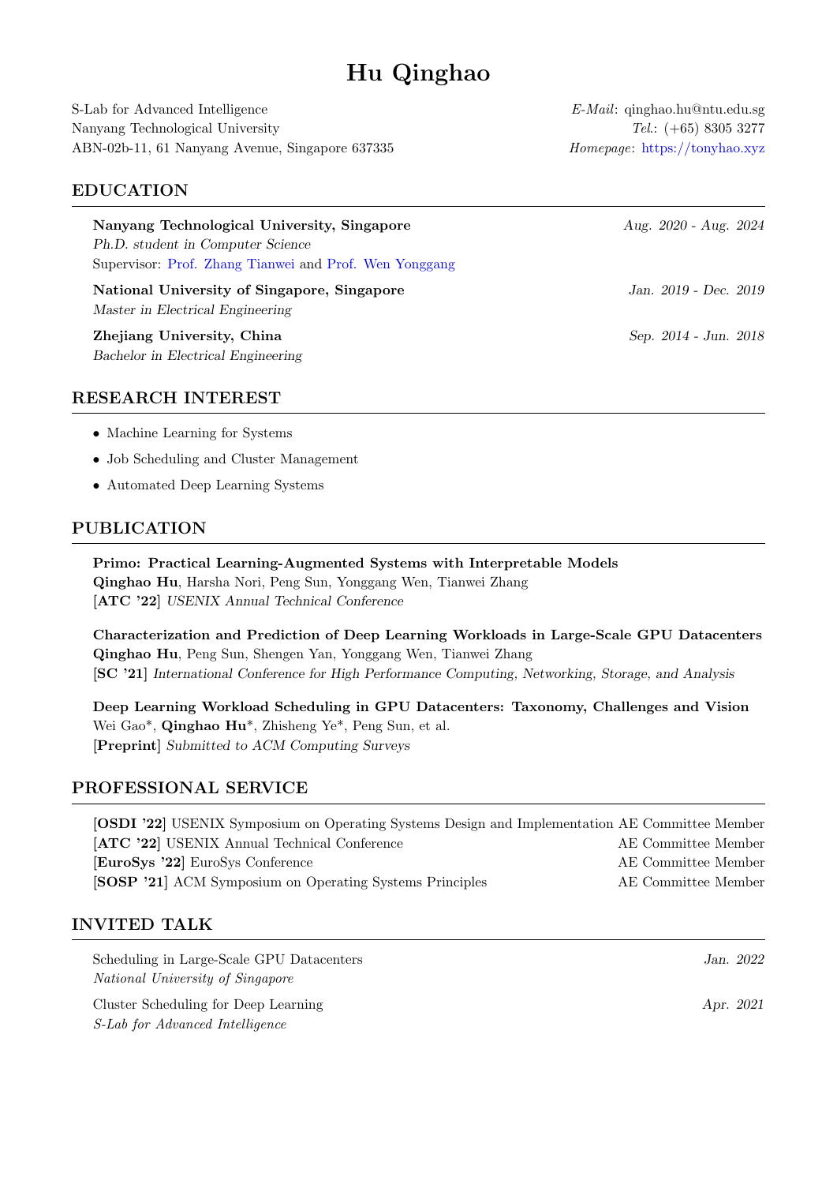# Hu Qinghao

S-Lab for Advanced Intelligence
Nanyang Technological University
ABN-02b-11, 61 Nanyang Avenue, Singapore 637335

*E-Mail*: qinghao.hu@ntu.edu.sg
*Tel.*: (+65) 8305 3277
*Homepage*: https://tonyhao.xyz

## EDUCATION

**Nanyang Technological University, Singapore** — *Aug. 2020 - Aug. 2024*
*Ph.D. student in Computer Science*
Supervisor: Prof. Zhang Tianwei and Prof. Wen Yonggang

**National University of Singapore, Singapore** — *Jan. 2019 - Dec. 2019*
*Master in Electrical Engineering*

**Zhejiang University, China** — *Sep. 2014 - Jun. 2018*
*Bachelor in Electrical Engineering*

## RESEARCH INTEREST

- Machine Learning for Systems
- Job Scheduling and Cluster Management
- Automated Deep Learning Systems

## PUBLICATION

**Primo: Practical Learning-Augmented Systems with Interpretable Models**
**Qinghao Hu**, Harsha Nori, Peng Sun, Yonggang Wen, Tianwei Zhang
**[ATC '22]** *USENIX Annual Technical Conference*

**Characterization and Prediction of Deep Learning Workloads in Large-Scale GPU Datacenters**
**Qinghao Hu**, Peng Sun, Shengen Yan, Yonggang Wen, Tianwei Zhang
**[SC '21]** *International Conference for High Performance Computing, Networking, Storage, and Analysis*

**Deep Learning Workload Scheduling in GPU Datacenters: Taxonomy, Challenges and Vision**
Wei Gao*, **Qinghao Hu***, Zhisheng Ye*, Peng Sun, et al.
**[Preprint]** *Submitted to ACM Computing Surveys*

## PROFESSIONAL SERVICE

**[OSDI '22]** USENIX Symposium on Operating Systems Design and Implementation — AE Committee Member
**[ATC '22]** USENIX Annual Technical Conference — AE Committee Member
**[EuroSys '22]** EuroSys Conference — AE Committee Member
**[SOSP '21]** ACM Symposium on Operating Systems Principles — AE Committee Member

## INVITED TALK

Scheduling in Large-Scale GPU Datacenters — *Jan. 2022*
*National University of Singapore*

Cluster Scheduling for Deep Learning — *Apr. 2021*
*S-Lab for Advanced Intelligence*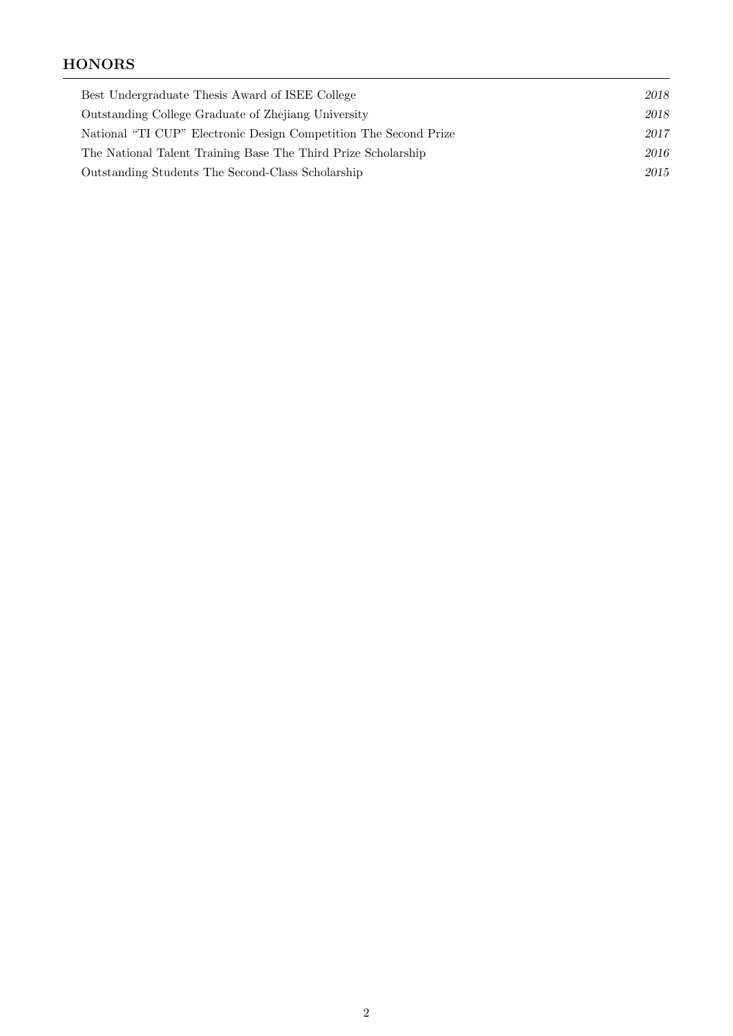## HONORS

| | |
|---|---|
| Best Undergraduate Thesis Award of ISEE College | *2018* |
| Outstanding College Graduate of Zhejiang University | *2018* |
| National "TI CUP" Electronic Design Competition The Second Prize | *2017* |
| The National Talent Training Base The Third Prize Scholarship | *2016* |
| Outstanding Students The Second-Class Scholarship | *2015* |